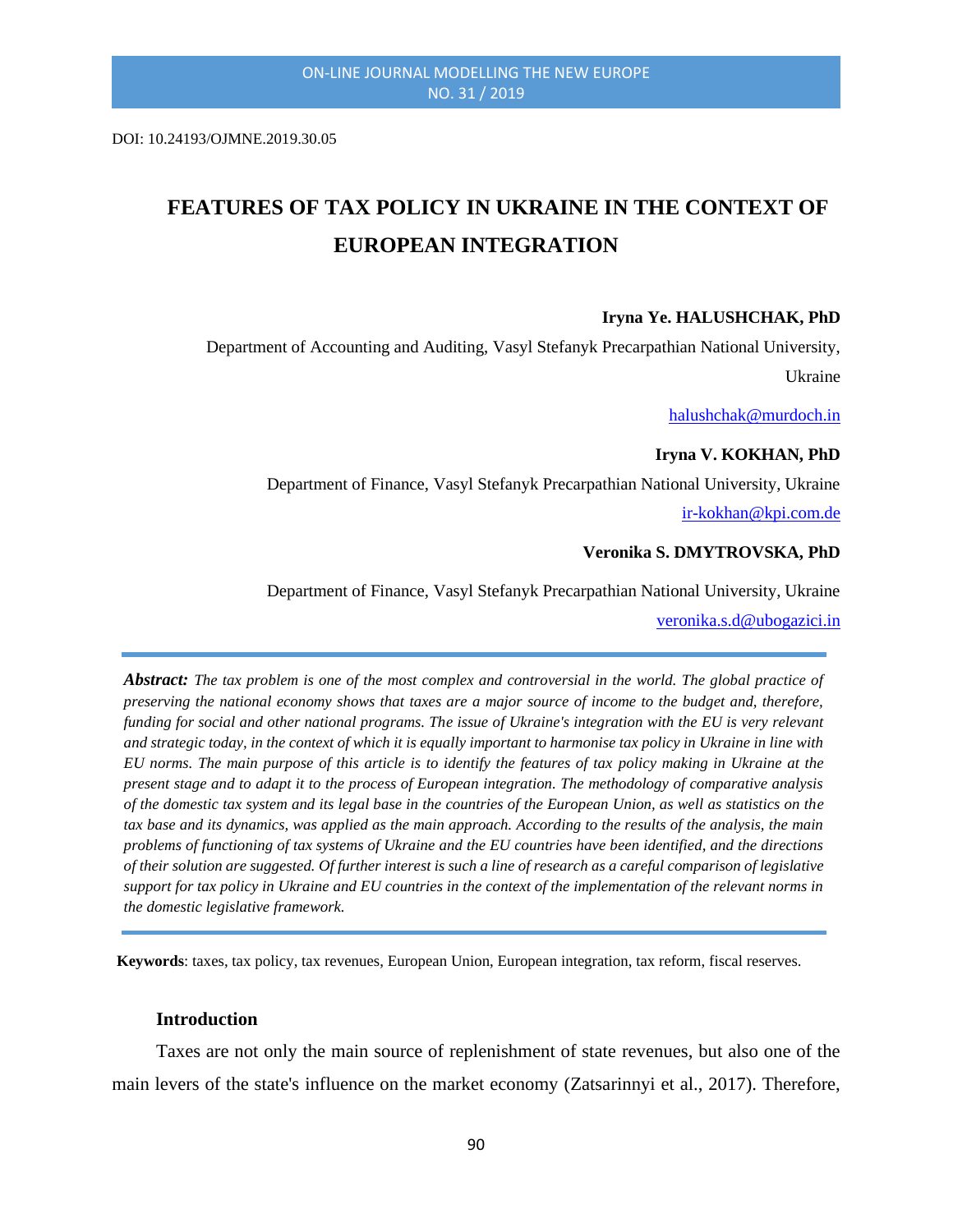DOI: 10.24193/OJMNE.2019.30.05

# FEATURES OF TAX POLICY IN UKRAINE IN THE CONTEXT OF EUROPEAN INTEGRATION

**Iryna Ye. HALUSHCHAK, PhD**

Department of Accounting and Auditing, Vasyl Stefanyk Precarpathian National University, Ukraine

halushchak@murdoch.in

**Iryna V. KOKHAN, PhD**

Department of Finance, Vasyl Stefanyk Precarpathian National University, Ukraine

ir-kokhan@kpi.com.de

**Veronika S. DMYTROVSKA, PhD**

Department of Finance, Vasyl Stefanyk Precarpathian National University, Ukraine

veronika.s.d@ubogazici.in

***Abstract:*** *The tax problem is one of the most complex and controversial in the world. The global practice of preserving the national economy shows that taxes are a major source of income to the budget and, therefore, funding for social and other national programs. The issue of Ukraine's integration with the EU is very relevant and strategic today, in the context of which it is equally important to harmonise tax policy in Ukraine in line with EU norms. The main purpose of this article is to identify the features of tax policy making in Ukraine at the present stage and to adapt it to the process of European integration. The methodology of comparative analysis of the domestic tax system and its legal base in the countries of the European Union, as well as statistics on the tax base and its dynamics, was applied as the main approach. According to the results of the analysis, the main problems of functioning of tax systems of Ukraine and the EU countries have been identified, and the directions of their solution are suggested. Of further interest is such a line of research as a careful comparison of legislative support for tax policy in Ukraine and EU countries in the context of the implementation of the relevant norms in the domestic legislative framework.*

**Keywords**: taxes, tax policy, tax revenues, European Union, European integration, tax reform, fiscal reserves.

## Introduction

Taxes are not only the main source of replenishment of state revenues, but also one of the main levers of the state's influence on the market economy (Zatsarinnyi et al., 2017). Therefore,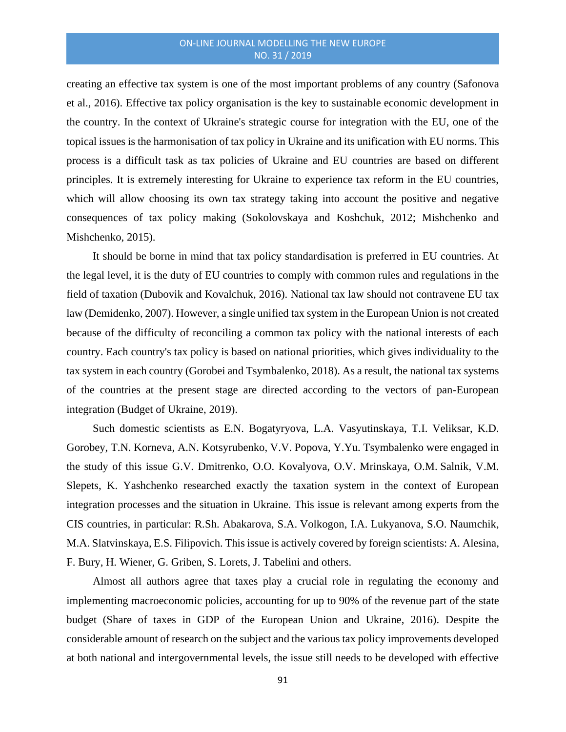creating an effective tax system is one of the most important problems of any country (Safonova et al., 2016). Effective tax policy organisation is the key to sustainable economic development in the country. In the context of Ukraine's strategic course for integration with the EU, one of the topical issues is the harmonisation of tax policy in Ukraine and its unification with EU norms. This process is a difficult task as tax policies of Ukraine and EU countries are based on different principles. It is extremely interesting for Ukraine to experience tax reform in the EU countries, which will allow choosing its own tax strategy taking into account the positive and negative consequences of tax policy making (Sokolovskaya and Koshchuk, 2012; Mishchenko and Mishchenko, 2015).

It should be borne in mind that tax policy standardisation is preferred in EU countries. At the legal level, it is the duty of EU countries to comply with common rules and regulations in the field of taxation (Dubovik and Kovalchuk, 2016). National tax law should not contravene EU tax law (Demidenko, 2007). However, a single unified tax system in the European Union is not created because of the difficulty of reconciling a common tax policy with the national interests of each country. Each country's tax policy is based on national priorities, which gives individuality to the tax system in each country (Gorobei and Tsymbalenko, 2018). As a result, the national tax systems of the countries at the present stage are directed according to the vectors of pan-European integration (Budget of Ukraine, 2019).

Such domestic scientists as E.N. Bogatyryova, L.A. Vasyutinskaya, T.I. Veliksar, K.D. Gorobey, T.N. Korneva, A.N. Kotsyrubenko, V.V. Popova, Y.Yu. Tsymbalenko were engaged in the study of this issue G.V. Dmitrenko, O.O. Kovalyova, O.V. Mrinskaya, O.M. Salnik, V.M. Slepets, K. Yashchenko researched exactly the taxation system in the context of European integration processes and the situation in Ukraine. This issue is relevant among experts from the CIS countries, in particular: R.Sh. Abakarova, S.A. Volkogon, I.A. Lukyanova, S.O. Naumchik, M.A. Slatvinskaya, E.S. Filipovich. This issue is actively covered by foreign scientists: A. Alesina, F. Bury, H. Wiener, G. Griben, S. Lorets, J. Tabelini and others.

Almost all authors agree that taxes play a crucial role in regulating the economy and implementing macroeconomic policies, accounting for up to 90% of the revenue part of the state budget (Share of taxes in GDP of the European Union and Ukraine, 2016). Despite the considerable amount of research on the subject and the various tax policy improvements developed at both national and intergovernmental levels, the issue still needs to be developed with effective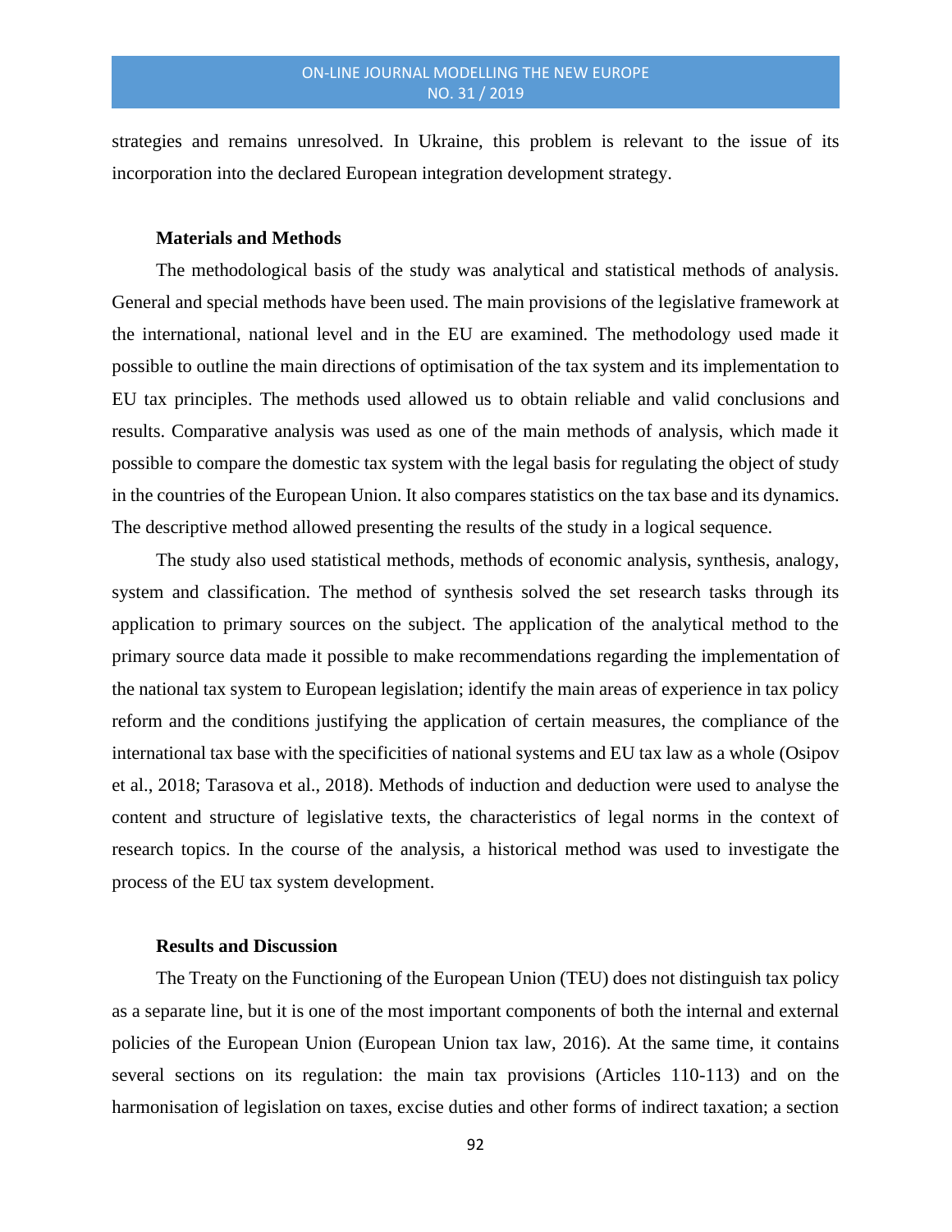strategies and remains unresolved. In Ukraine, this problem is relevant to the issue of its incorporation into the declared European integration development strategy.

## Materials and Methods

The methodological basis of the study was analytical and statistical methods of analysis. General and special methods have been used. The main provisions of the legislative framework at the international, national level and in the EU are examined. The methodology used made it possible to outline the main directions of optimisation of the tax system and its implementation to EU tax principles. The methods used allowed us to obtain reliable and valid conclusions and results. Comparative analysis was used as one of the main methods of analysis, which made it possible to compare the domestic tax system with the legal basis for regulating the object of study in the countries of the European Union. It also compares statistics on the tax base and its dynamics. The descriptive method allowed presenting the results of the study in a logical sequence.

The study also used statistical methods, methods of economic analysis, synthesis, analogy, system and classification. The method of synthesis solved the set research tasks through its application to primary sources on the subject. The application of the analytical method to the primary source data made it possible to make recommendations regarding the implementation of the national tax system to European legislation; identify the main areas of experience in tax policy reform and the conditions justifying the application of certain measures, the compliance of the international tax base with the specificities of national systems and EU tax law as a whole (Osipov et al., 2018; Tarasova et al., 2018). Methods of induction and deduction were used to analyse the content and structure of legislative texts, the characteristics of legal norms in the context of research topics. In the course of the analysis, a historical method was used to investigate the process of the EU tax system development.

## Results and Discussion

The Treaty on the Functioning of the European Union (TEU) does not distinguish tax policy as a separate line, but it is one of the most important components of both the internal and external policies of the European Union (European Union tax law, 2016). At the same time, it contains several sections on its regulation: the main tax provisions (Articles 110-113) and on the harmonisation of legislation on taxes, excise duties and other forms of indirect taxation; a section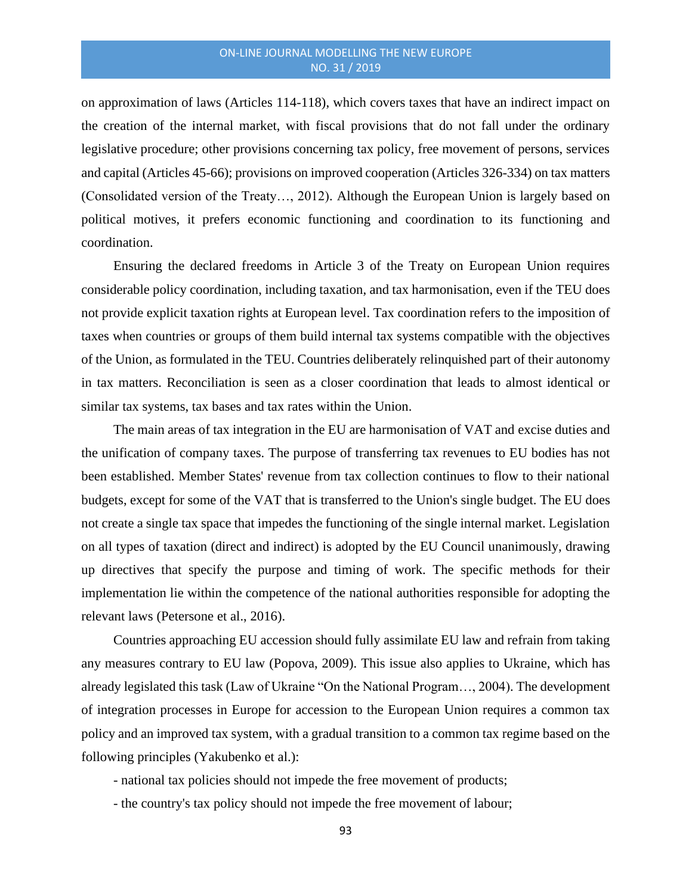on approximation of laws (Articles 114-118), which covers taxes that have an indirect impact on the creation of the internal market, with fiscal provisions that do not fall under the ordinary legislative procedure; other provisions concerning tax policy, free movement of persons, services and capital (Articles 45-66); provisions on improved cooperation (Articles 326-334) on tax matters (Consolidated version of the Treaty…, 2012). Although the European Union is largely based on political motives, it prefers economic functioning and coordination to its functioning and coordination.

Ensuring the declared freedoms in Article 3 of the Treaty on European Union requires considerable policy coordination, including taxation, and tax harmonisation, even if the TEU does not provide explicit taxation rights at European level. Tax coordination refers to the imposition of taxes when countries or groups of them build internal tax systems compatible with the objectives of the Union, as formulated in the TEU. Countries deliberately relinquished part of their autonomy in tax matters. Reconciliation is seen as a closer coordination that leads to almost identical or similar tax systems, tax bases and tax rates within the Union.

The main areas of tax integration in the EU are harmonisation of VAT and excise duties and the unification of company taxes. The purpose of transferring tax revenues to EU bodies has not been established. Member States' revenue from tax collection continues to flow to their national budgets, except for some of the VAT that is transferred to the Union's single budget. The EU does not create a single tax space that impedes the functioning of the single internal market. Legislation on all types of taxation (direct and indirect) is adopted by the EU Council unanimously, drawing up directives that specify the purpose and timing of work. The specific methods for their implementation lie within the competence of the national authorities responsible for adopting the relevant laws (Petersone et al., 2016).

Countries approaching EU accession should fully assimilate EU law and refrain from taking any measures contrary to EU law (Popova, 2009). This issue also applies to Ukraine, which has already legislated this task (Law of Ukraine "On the National Program…, 2004). The development of integration processes in Europe for accession to the European Union requires a common tax policy and an improved tax system, with a gradual transition to a common tax regime based on the following principles (Yakubenko et al.):

- national tax policies should not impede the free movement of products;
- the country's tax policy should not impede the free movement of labour;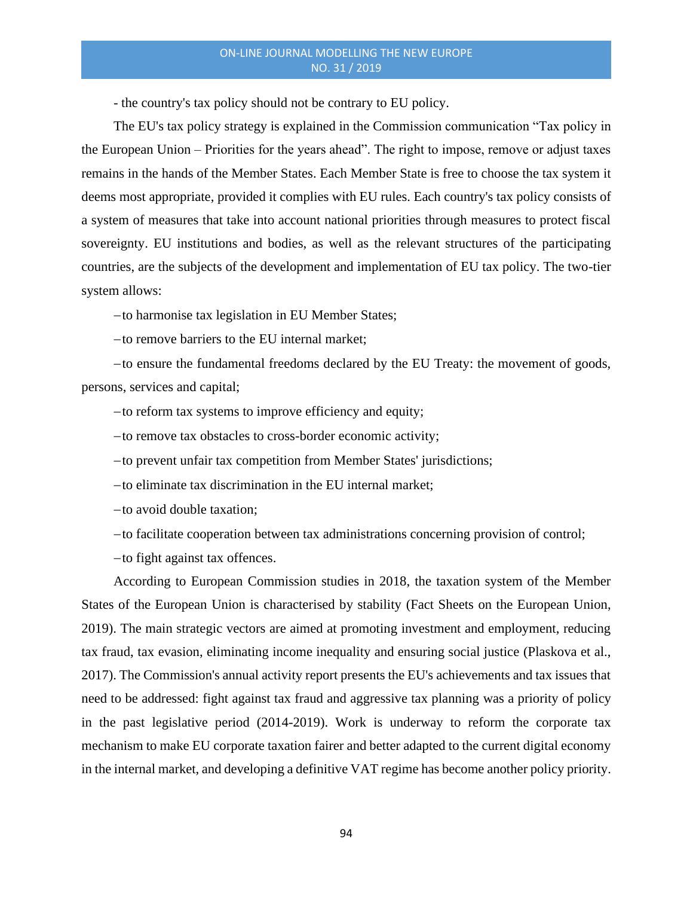- the country's tax policy should not be contrary to EU policy.

The EU's tax policy strategy is explained in the Commission communication "Tax policy in the European Union – Priorities for the years ahead". The right to impose, remove or adjust taxes remains in the hands of the Member States. Each Member State is free to choose the tax system it deems most appropriate, provided it complies with EU rules. Each country's tax policy consists of a system of measures that take into account national priorities through measures to protect fiscal sovereignty. EU institutions and bodies, as well as the relevant structures of the participating countries, are the subjects of the development and implementation of EU tax policy. The two-tier system allows:

– to harmonise tax legislation in EU Member States;

– to remove barriers to the EU internal market;

– to ensure the fundamental freedoms declared by the EU Treaty: the movement of goods, persons, services and capital;

– to reform tax systems to improve efficiency and equity;

– to remove tax obstacles to cross-border economic activity;

– to prevent unfair tax competition from Member States' jurisdictions;

– to eliminate tax discrimination in the EU internal market;

– to avoid double taxation;

– to facilitate cooperation between tax administrations concerning provision of control;

– to fight against tax offences.

According to European Commission studies in 2018, the taxation system of the Member States of the European Union is characterised by stability (Fact Sheets on the European Union, 2019). The main strategic vectors are aimed at promoting investment and employment, reducing tax fraud, tax evasion, eliminating income inequality and ensuring social justice (Plaskova et al., 2017). The Commission's annual activity report presents the EU's achievements and tax issues that need to be addressed: fight against tax fraud and aggressive tax planning was a priority of policy in the past legislative period (2014-2019). Work is underway to reform the corporate tax mechanism to make EU corporate taxation fairer and better adapted to the current digital economy in the internal market, and developing a definitive VAT regime has become another policy priority.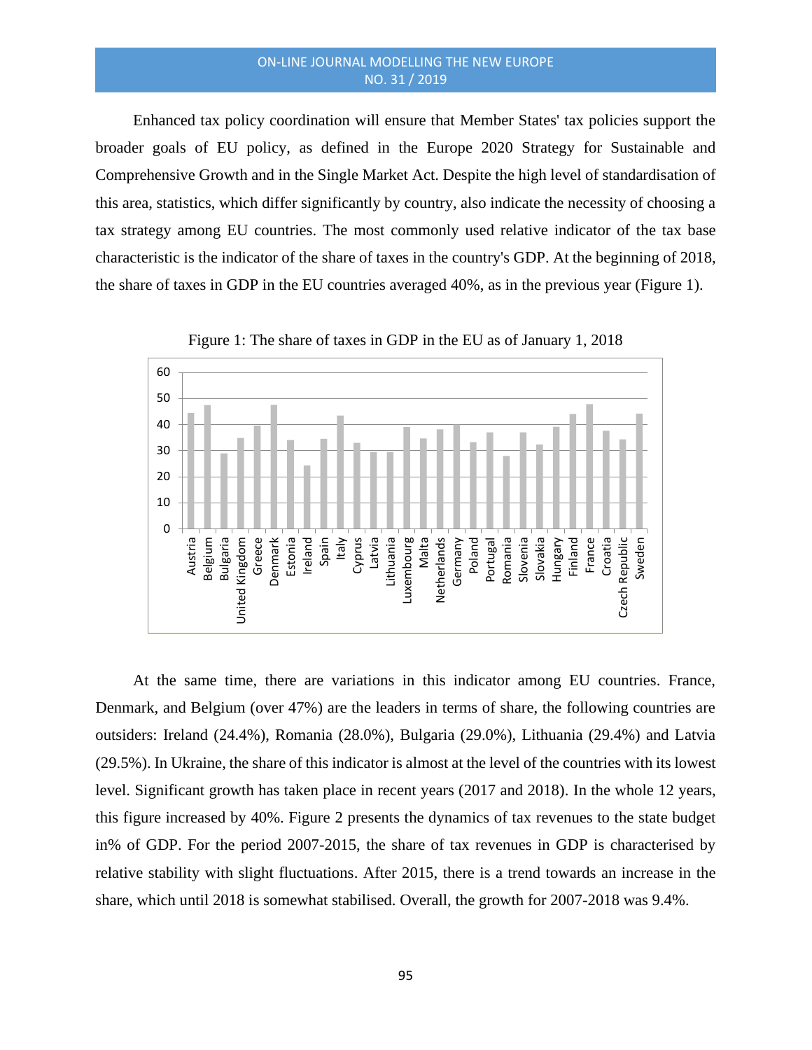Enhanced tax policy coordination will ensure that Member States' tax policies support the broader goals of EU policy, as defined in the Europe 2020 Strategy for Sustainable and Comprehensive Growth and in the Single Market Act. Despite the high level of standardisation of this area, statistics, which differ significantly by country, also indicate the necessity of choosing a tax strategy among EU countries. The most commonly used relative indicator of the tax base characteristic is the indicator of the share of taxes in the country's GDP. At the beginning of 2018, the share of taxes in GDP in the EU countries averaged 40%, as in the previous year (Figure 1).

Figure 1: The share of taxes in GDP in the EU as of January 1, 2018

At the same time, there are variations in this indicator among EU countries. France, Denmark, and Belgium (over 47%) are the leaders in terms of share, the following countries are outsiders: Ireland (24.4%), Romania (28.0%), Bulgaria (29.0%), Lithuania (29.4%) and Latvia (29.5%). In Ukraine, the share of this indicator is almost at the level of the countries with its lowest level. Significant growth has taken place in recent years (2017 and 2018). In the whole 12 years, this figure increased by 40%. Figure 2 presents the dynamics of tax revenues to the state budget in% of GDP. For the period 2007-2015, the share of tax revenues in GDP is characterised by relative stability with slight fluctuations. After 2015, there is a trend towards an increase in the share, which until 2018 is somewhat stabilised. Overall, the growth for 2007-2018 was 9.4%.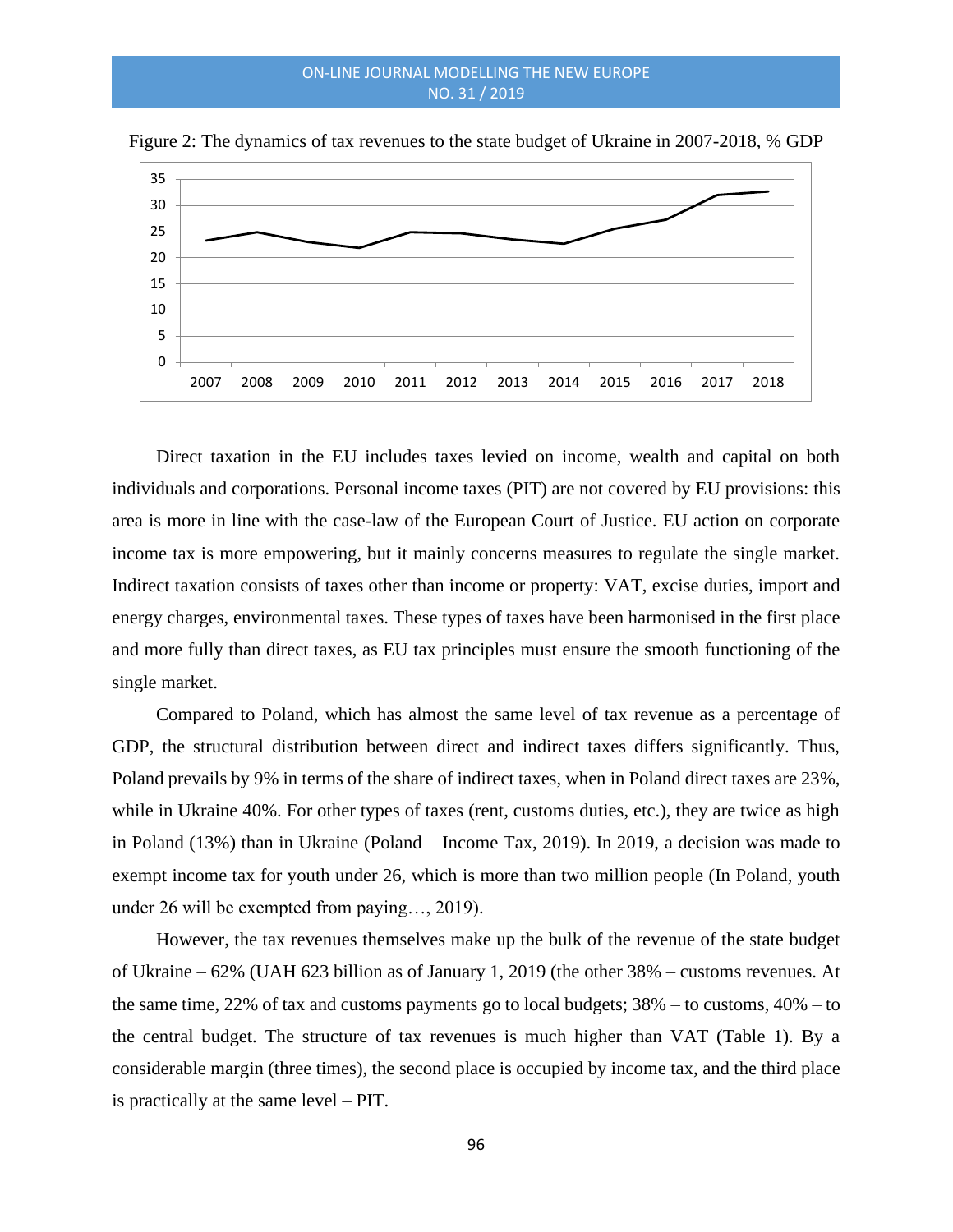Figure 2: The dynamics of tax revenues to the state budget of Ukraine in 2007-2018, % GDP

Direct taxation in the EU includes taxes levied on income, wealth and capital on both individuals and corporations. Personal income taxes (PIT) are not covered by EU provisions: this area is more in line with the case-law of the European Court of Justice. EU action on corporate income tax is more empowering, but it mainly concerns measures to regulate the single market. Indirect taxation consists of taxes other than income or property: VAT, excise duties, import and energy charges, environmental taxes. These types of taxes have been harmonised in the first place and more fully than direct taxes, as EU tax principles must ensure the smooth functioning of the single market.

Compared to Poland, which has almost the same level of tax revenue as a percentage of GDP, the structural distribution between direct and indirect taxes differs significantly. Thus, Poland prevails by 9% in terms of the share of indirect taxes, when in Poland direct taxes are 23%, while in Ukraine 40%. For other types of taxes (rent, customs duties, etc.), they are twice as high in Poland (13%) than in Ukraine (Poland – Income Tax, 2019). In 2019, a decision was made to exempt income tax for youth under 26, which is more than two million people (In Poland, youth under 26 will be exempted from paying…, 2019).

However, the tax revenues themselves make up the bulk of the revenue of the state budget of Ukraine – 62% (UAH 623 billion as of January 1, 2019 (the other 38% – customs revenues. At the same time, 22% of tax and customs payments go to local budgets; 38% – to customs, 40% – to the central budget. The structure of tax revenues is much higher than VAT (Table 1). By a considerable margin (three times), the second place is occupied by income tax, and the third place is practically at the same level – PIT.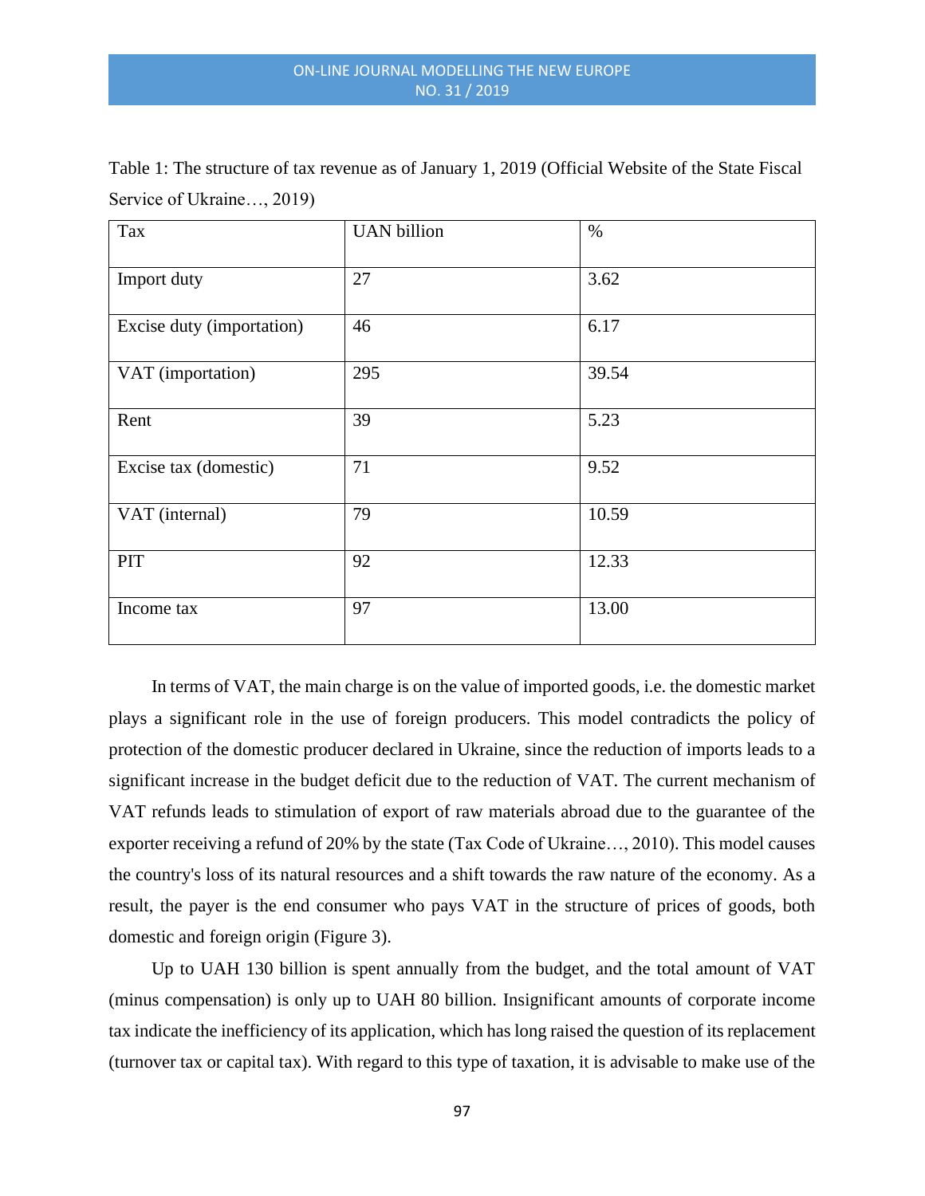Table 1: The structure of tax revenue as of January 1, 2019 (Official Website of the State Fiscal Service of Ukraine…, 2019)

| Tax | UAN billion | % |
|---|---|---|
| Import duty | 27 | 3.62 |
| Excise duty (importation) | 46 | 6.17 |
| VAT (importation) | 295 | 39.54 |
| Rent | 39 | 5.23 |
| Excise tax (domestic) | 71 | 9.52 |
| VAT (internal) | 79 | 10.59 |
| PIT | 92 | 12.33 |
| Income tax | 97 | 13.00 |

In terms of VAT, the main charge is on the value of imported goods, i.e. the domestic market plays a significant role in the use of foreign producers. This model contradicts the policy of protection of the domestic producer declared in Ukraine, since the reduction of imports leads to a significant increase in the budget deficit due to the reduction of VAT. The current mechanism of VAT refunds leads to stimulation of export of raw materials abroad due to the guarantee of the exporter receiving a refund of 20% by the state (Tax Code of Ukraine…, 2010). This model causes the country's loss of its natural resources and a shift towards the raw nature of the economy. As a result, the payer is the end consumer who pays VAT in the structure of prices of goods, both domestic and foreign origin (Figure 3).

Up to UAH 130 billion is spent annually from the budget, and the total amount of VAT (minus compensation) is only up to UAH 80 billion. Insignificant amounts of corporate income tax indicate the inefficiency of its application, which has long raised the question of its replacement (turnover tax or capital tax). With regard to this type of taxation, it is advisable to make use of the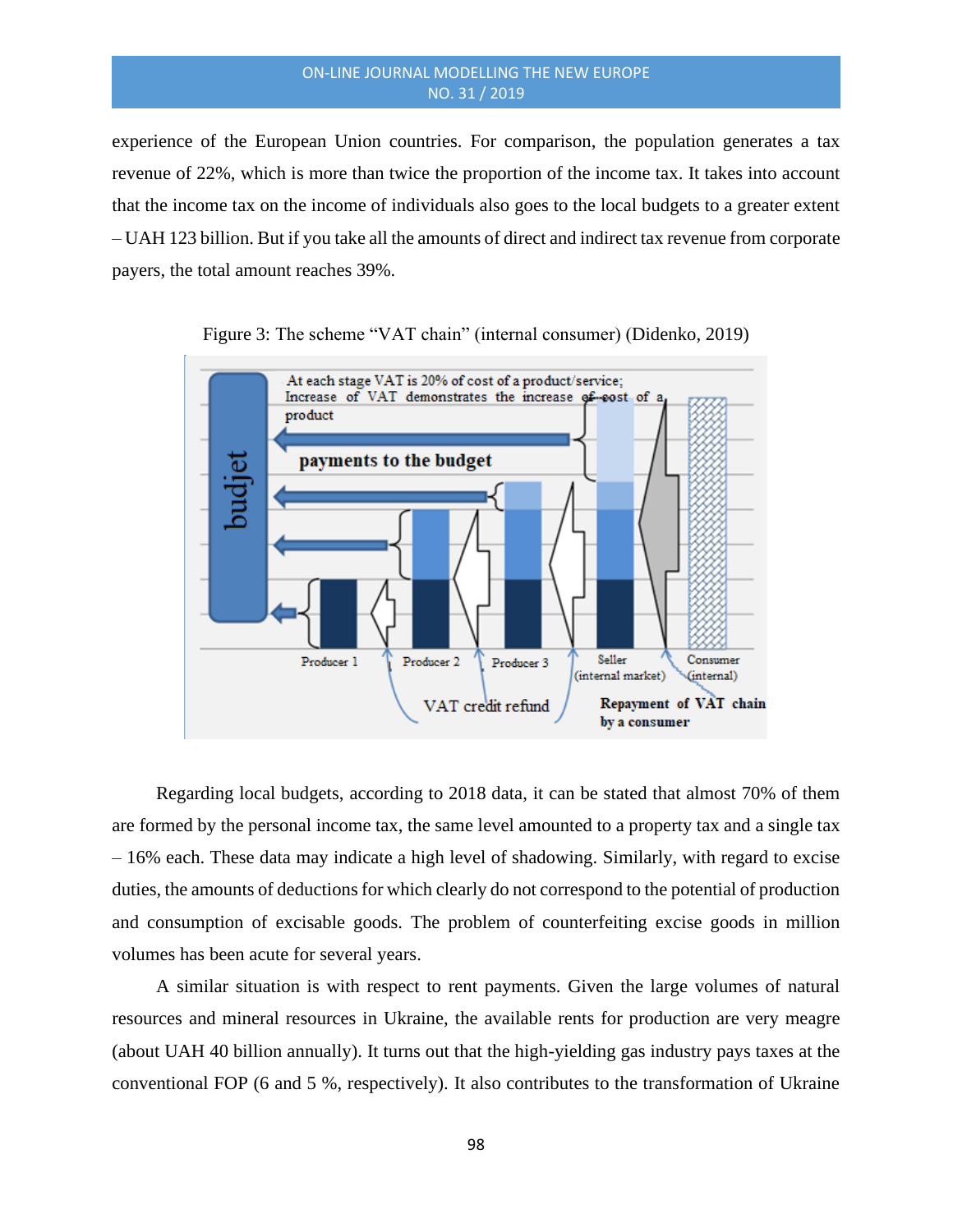experience of the European Union countries. For comparison, the population generates a tax revenue of 22%, which is more than twice the proportion of the income tax. It takes into account that the income tax on the income of individuals also goes to the local budgets to a greater extent – UAH 123 billion. But if you take all the amounts of direct and indirect tax revenue from corporate payers, the total amount reaches 39%.

Figure 3: The scheme "VAT chain" (internal consumer) (Didenko, 2019)

Regarding local budgets, according to 2018 data, it can be stated that almost 70% of them are formed by the personal income tax, the same level amounted to a property tax and a single tax – 16% each. These data may indicate a high level of shadowing. Similarly, with regard to excise duties, the amounts of deductions for which clearly do not correspond to the potential of production and consumption of excisable goods. The problem of counterfeiting excise goods in million volumes has been acute for several years.

A similar situation is with respect to rent payments. Given the large volumes of natural resources and mineral resources in Ukraine, the available rents for production are very meagre (about UAH 40 billion annually). It turns out that the high-yielding gas industry pays taxes at the conventional FOP (6 and 5 %, respectively). It also contributes to the transformation of Ukraine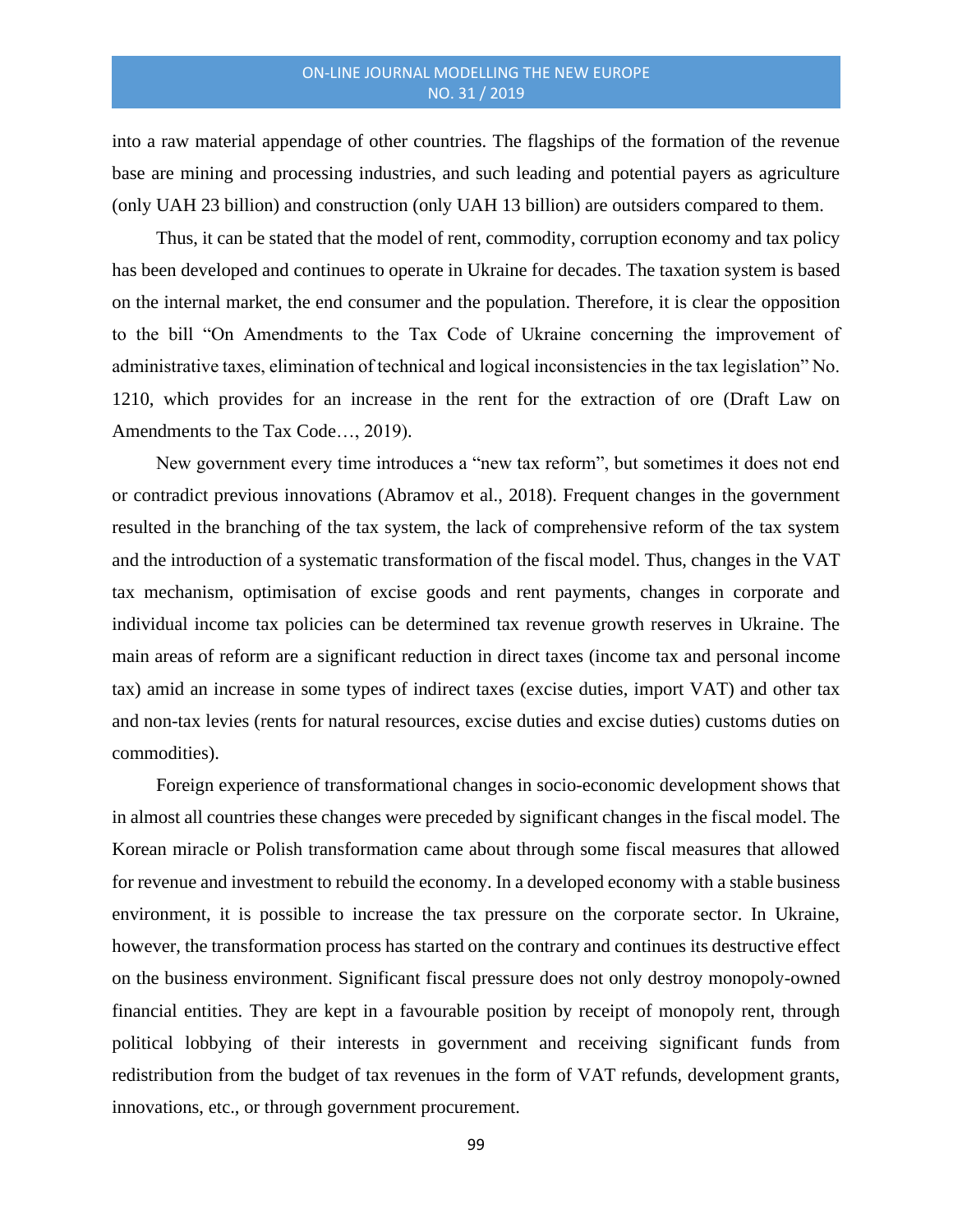into a raw material appendage of other countries. The flagships of the formation of the revenue base are mining and processing industries, and such leading and potential payers as agriculture (only UAH 23 billion) and construction (only UAH 13 billion) are outsiders compared to them.

Thus, it can be stated that the model of rent, commodity, corruption economy and tax policy has been developed and continues to operate in Ukraine for decades. The taxation system is based on the internal market, the end consumer and the population. Therefore, it is clear the opposition to the bill "On Amendments to the Tax Code of Ukraine concerning the improvement of administrative taxes, elimination of technical and logical inconsistencies in the tax legislation" No. 1210, which provides for an increase in the rent for the extraction of ore (Draft Law on Amendments to the Tax Code…, 2019).

New government every time introduces a "new tax reform", but sometimes it does not end or contradict previous innovations (Abramov et al., 2018). Frequent changes in the government resulted in the branching of the tax system, the lack of comprehensive reform of the tax system and the introduction of a systematic transformation of the fiscal model. Thus, changes in the VAT tax mechanism, optimisation of excise goods and rent payments, changes in corporate and individual income tax policies can be determined tax revenue growth reserves in Ukraine. The main areas of reform are a significant reduction in direct taxes (income tax and personal income tax) amid an increase in some types of indirect taxes (excise duties, import VAT) and other tax and non-tax levies (rents for natural resources, excise duties and excise duties) customs duties on commodities).

Foreign experience of transformational changes in socio-economic development shows that in almost all countries these changes were preceded by significant changes in the fiscal model. The Korean miracle or Polish transformation came about through some fiscal measures that allowed for revenue and investment to rebuild the economy. In a developed economy with a stable business environment, it is possible to increase the tax pressure on the corporate sector. In Ukraine, however, the transformation process has started on the contrary and continues its destructive effect on the business environment. Significant fiscal pressure does not only destroy monopoly-owned financial entities. They are kept in a favourable position by receipt of monopoly rent, through political lobbying of their interests in government and receiving significant funds from redistribution from the budget of tax revenues in the form of VAT refunds, development grants, innovations, etc., or through government procurement.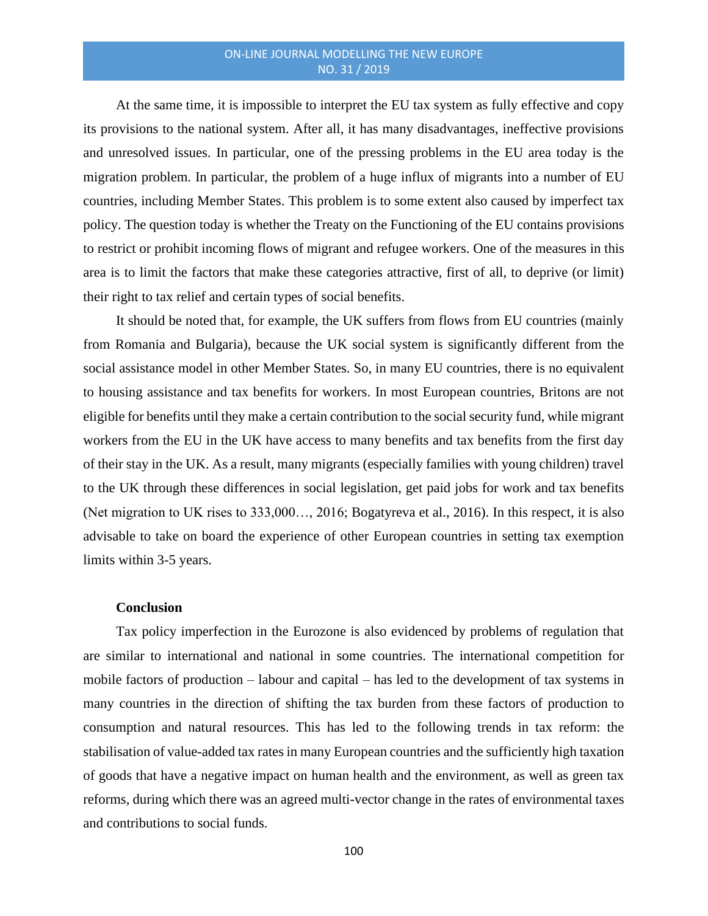At the same time, it is impossible to interpret the EU tax system as fully effective and copy its provisions to the national system. After all, it has many disadvantages, ineffective provisions and unresolved issues. In particular, one of the pressing problems in the EU area today is the migration problem. In particular, the problem of a huge influx of migrants into a number of EU countries, including Member States. This problem is to some extent also caused by imperfect tax policy. The question today is whether the Treaty on the Functioning of the EU contains provisions to restrict or prohibit incoming flows of migrant and refugee workers. One of the measures in this area is to limit the factors that make these categories attractive, first of all, to deprive (or limit) their right to tax relief and certain types of social benefits.

It should be noted that, for example, the UK suffers from flows from EU countries (mainly from Romania and Bulgaria), because the UK social system is significantly different from the social assistance model in other Member States. So, in many EU countries, there is no equivalent to housing assistance and tax benefits for workers. In most European countries, Britons are not eligible for benefits until they make a certain contribution to the social security fund, while migrant workers from the EU in the UK have access to many benefits and tax benefits from the first day of their stay in the UK. As a result, many migrants (especially families with young children) travel to the UK through these differences in social legislation, get paid jobs for work and tax benefits (Net migration to UK rises to 333,000…, 2016; Bogatyreva et al., 2016). In this respect, it is also advisable to take on board the experience of other European countries in setting tax exemption limits within 3-5 years.

## Conclusion

Tax policy imperfection in the Eurozone is also evidenced by problems of regulation that are similar to international and national in some countries. The international competition for mobile factors of production – labour and capital – has led to the development of tax systems in many countries in the direction of shifting the tax burden from these factors of production to consumption and natural resources. This has led to the following trends in tax reform: the stabilisation of value-added tax rates in many European countries and the sufficiently high taxation of goods that have a negative impact on human health and the environment, as well as green tax reforms, during which there was an agreed multi-vector change in the rates of environmental taxes and contributions to social funds.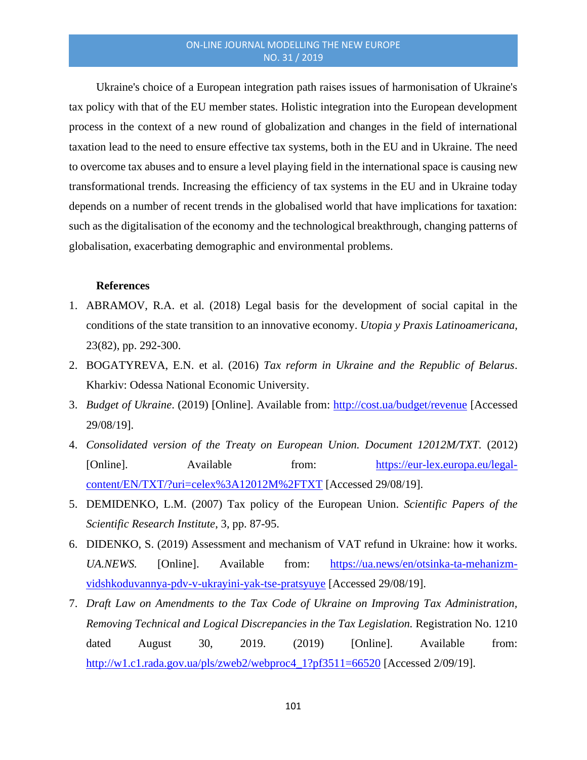Ukraine's choice of a European integration path raises issues of harmonisation of Ukraine's tax policy with that of the EU member states. Holistic integration into the European development process in the context of a new round of globalization and changes in the field of international taxation lead to the need to ensure effective tax systems, both in the EU and in Ukraine. The need to overcome tax abuses and to ensure a level playing field in the international space is causing new transformational trends. Increasing the efficiency of tax systems in the EU and in Ukraine today depends on a number of recent trends in the globalised world that have implications for taxation: such as the digitalisation of the economy and the technological breakthrough, changing patterns of globalisation, exacerbating demographic and environmental problems.

**References**

1. ABRAMOV, R.A. et al. (2018) Legal basis for the development of social capital in the conditions of the state transition to an innovative economy. *Utopia y Praxis Latinoamericana*, 23(82), pp. 292-300.
2. BOGATYREVA, E.N. et al. (2016) *Tax reform in Ukraine and the Republic of Belarus*. Kharkiv: Odessa National Economic University.
3. *Budget of Ukraine*. (2019) [Online]. Available from: http://cost.ua/budget/revenue [Accessed 29/08/19].
4. *Consolidated version of the Treaty on European Union. Document 12012M/TXT*. (2012) [Online]. Available from: https://eur-lex.europa.eu/legal-content/EN/TXT/?uri=celex%3A12012M%2FTXT [Accessed 29/08/19].
5. DEMIDENKO, L.M. (2007) Tax policy of the European Union. *Scientific Papers of the Scientific Research Institute*, 3, pp. 87-95.
6. DIDENKO, S. (2019) Assessment and mechanism of VAT refund in Ukraine: how it works. *UA.NEWS.* [Online]. Available from: https://ua.news/en/otsinka-ta-mehanizm-vidshkoduvannya-pdv-v-ukrayini-yak-tse-pratsyuye [Accessed 29/08/19].
7. *Draft Law on Amendments to the Tax Code of Ukraine on Improving Tax Administration, Removing Technical and Logical Discrepancies in the Tax Legislation.* Registration No. 1210 dated August 30, 2019. (2019) [Online]. Available from: http://w1.c1.rada.gov.ua/pls/zweb2/webproc4_1?pf3511=66520 [Accessed 2/09/19].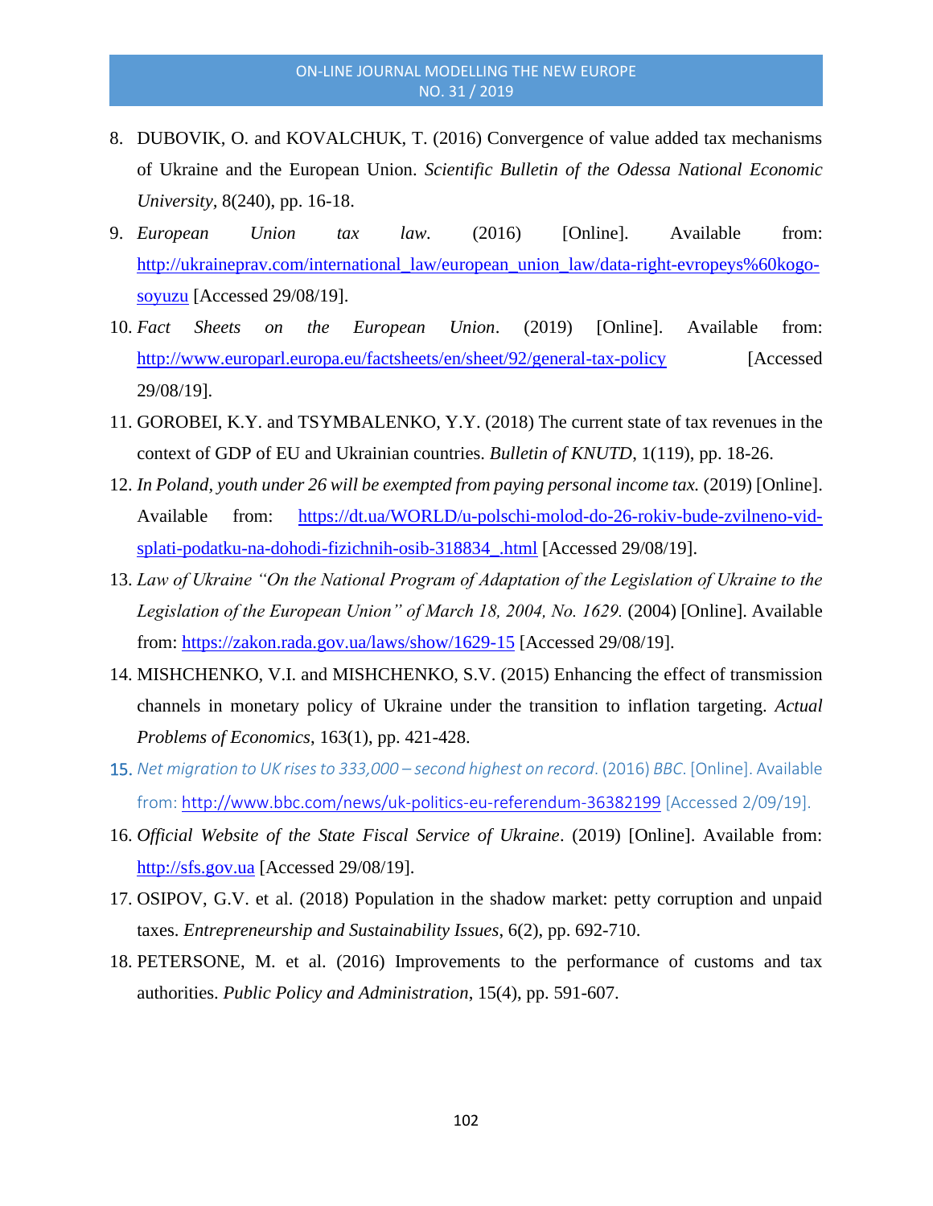8. DUBOVIK, O. and KOVALCHUK, T. (2016) Convergence of value added tax mechanisms of Ukraine and the European Union. *Scientific Bulletin of the Odessa National Economic University*, 8(240), pp. 16-18.
9. *European Union tax law*. (2016) [Online]. Available from: http://ukraineprav.com/international_law/european_union_law/data-right-evropeys%60kogo-soyuzu [Accessed 29/08/19].
10. *Fact Sheets on the European Union*. (2019) [Online]. Available from: http://www.europarl.europa.eu/factsheets/en/sheet/92/general-tax-policy [Accessed 29/08/19].
11. GOROBEI, K.Y. and TSYMBALENKO, Y.Y. (2018) The current state of tax revenues in the context of GDP of EU and Ukrainian countries. *Bulletin of KNUTD*, 1(119), pp. 18-26.
12. *In Poland, youth under 26 will be exempted from paying personal income tax.* (2019) [Online]. Available from: https://dt.ua/WORLD/u-polschi-molod-do-26-rokiv-bude-zvilneno-vid-splati-podatku-na-dohodi-fizichnih-osib-318834_.html [Accessed 29/08/19].
13. *Law of Ukraine "On the National Program of Adaptation of the Legislation of Ukraine to the Legislation of the European Union" of March 18, 2004, No. 1629.* (2004) [Online]. Available from: https://zakon.rada.gov.ua/laws/show/1629-15 [Accessed 29/08/19].
14. MISHCHENKO, V.I. and MISHCHENKO, S.V. (2015) Enhancing the effect of transmission channels in monetary policy of Ukraine under the transition to inflation targeting. *Actual Problems of Economics*, 163(1), pp. 421-428.
15. *Net migration to UK rises to 333,000 – second highest on record*. (2016) *BBC*. [Online]. Available from: http://www.bbc.com/news/uk-politics-eu-referendum-36382199 [Accessed 2/09/19].
16. *Official Website of the State Fiscal Service of Ukraine*. (2019) [Online]. Available from: http://sfs.gov.ua [Accessed 29/08/19].
17. OSIPOV, G.V. et al. (2018) Population in the shadow market: petty corruption and unpaid taxes. *Entrepreneurship and Sustainability Issues*, 6(2), pp. 692-710.
18. PETERSONE, M. et al. (2016) Improvements to the performance of customs and tax authorities. *Public Policy and Administration*, 15(4), pp. 591-607.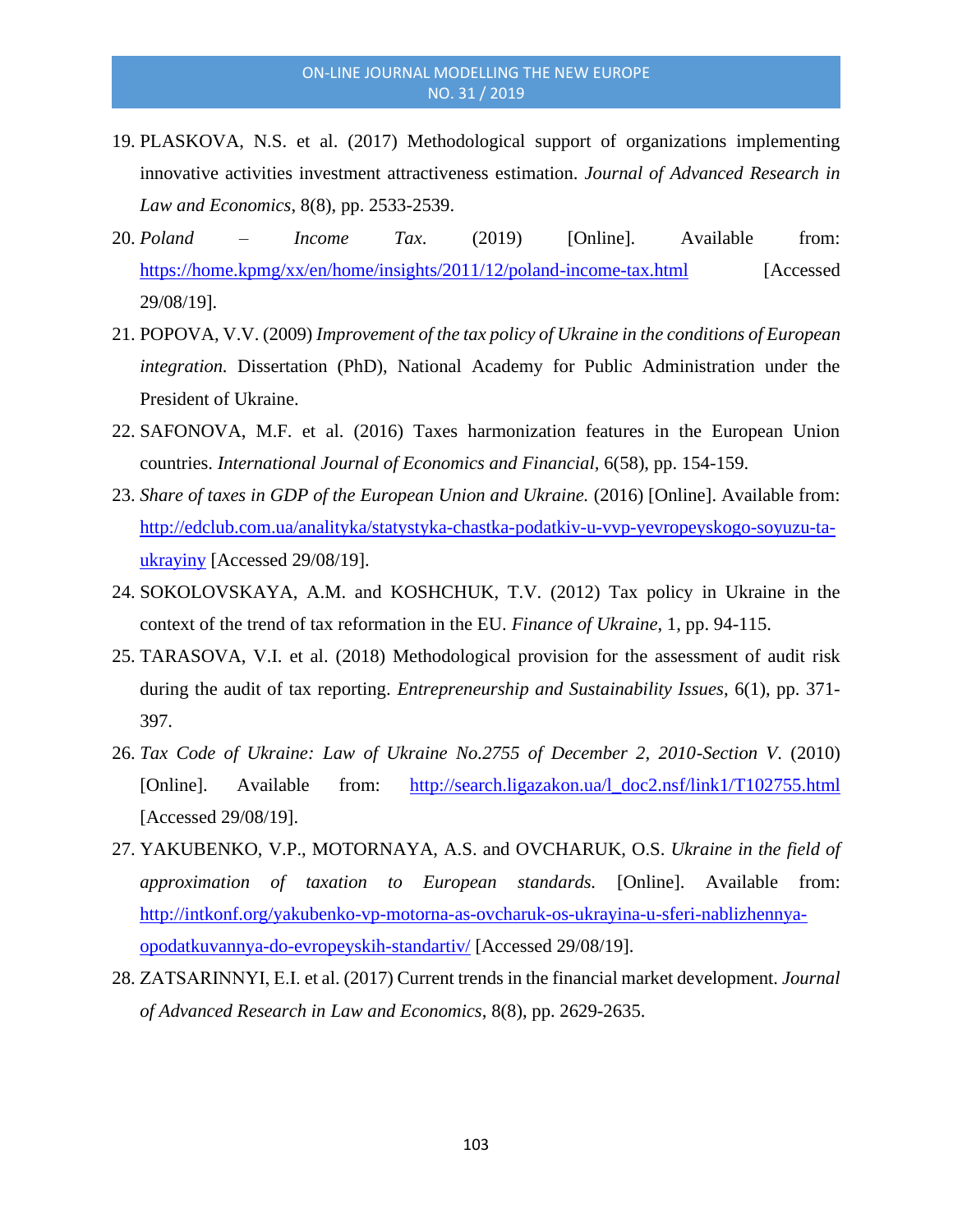19. PLASKOVA, N.S. et al. (2017) Methodological support of organizations implementing innovative activities investment attractiveness estimation. *Journal of Advanced Research in Law and Economics*, 8(8), pp. 2533-2539.
20. *Poland – Income Tax*. (2019) [Online]. Available from: https://home.kpmg/xx/en/home/insights/2011/12/poland-income-tax.html [Accessed 29/08/19].
21. POPOVA, V.V. (2009) *Improvement of the tax policy of Ukraine in the conditions of European integration.* Dissertation (PhD), National Academy for Public Administration under the President of Ukraine.
22. SAFONOVA, M.F. et al. (2016) Taxes harmonization features in the European Union countries. *International Journal of Economics and Financial*, 6(58), pp. 154-159.
23. *Share of taxes in GDP of the European Union and Ukraine.* (2016) [Online]. Available from: http://edclub.com.ua/analityka/statystyka-chastka-podatkiv-u-vvp-yevropeyskogo-soyuzu-ta-ukrayiny [Accessed 29/08/19].
24. SOKOLOVSKAYA, A.M. and KOSHCHUK, T.V. (2012) Tax policy in Ukraine in the context of the trend of tax reformation in the EU. *Finance of Ukraine*, 1, pp. 94-115.
25. TARASOVA, V.I. et al. (2018) Methodological provision for the assessment of audit risk during the audit of tax reporting. *Entrepreneurship and Sustainability Issues*, 6(1), pp. 371-397.
26. *Tax Code of Ukraine: Law of Ukraine No.2755 of December 2, 2010-Section V*. (2010) [Online]. Available from: http://search.ligazakon.ua/l_doc2.nsf/link1/T102755.html [Accessed 29/08/19].
27. YAKUBENKO, V.P., MOTORNAYA, A.S. and OVCHARUK, O.S. *Ukraine in the field of approximation of taxation to European standards.* [Online]. Available from: http://intkonf.org/yakubenko-vp-motorna-as-ovcharuk-os-ukrayina-u-sferi-nablizhennya-opodatkuvannya-do-evropeyskih-standartiv/ [Accessed 29/08/19].
28. ZATSARINNYI, E.I. et al. (2017) Current trends in the financial market development. *Journal of Advanced Research in Law and Economics*, 8(8), pp. 2629-2635.